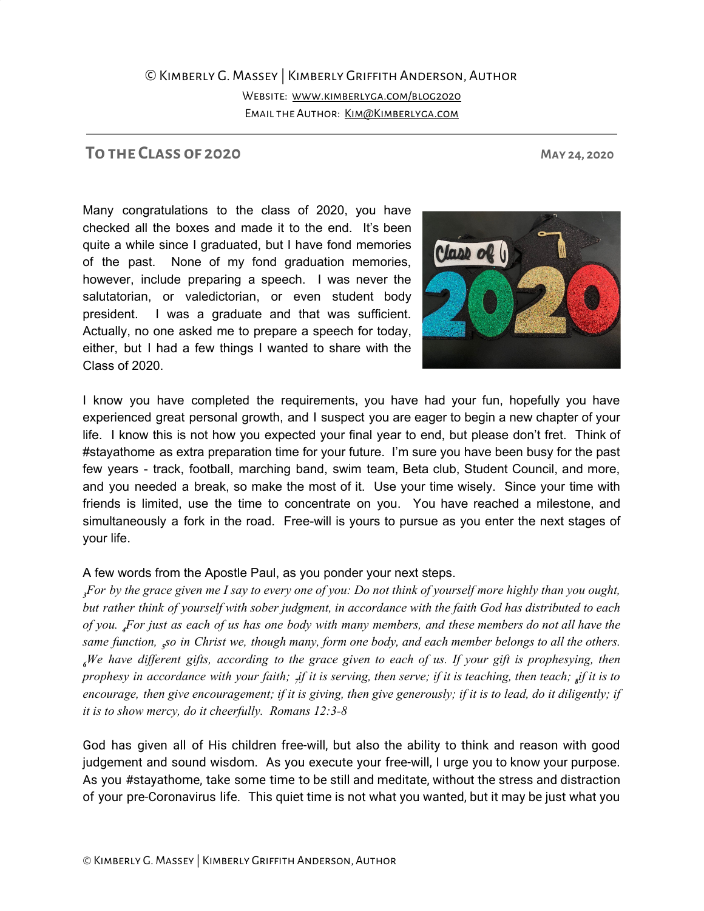© Kimberly G. Massey | Kimberly Griffith Anderson, Author

Website: www.kimberlyga.com/blog2020

Email the Author: Kim@Kimberlyga.com

## To the Class of 2020

**May 24, 2020**

Many congratulations to the class of 2020, you have checked all the boxes and made it to the end. It's been quite a while since I graduated, but I have fond memories of the past. None of my fond graduation memories, however, include preparing a speech. I was never the salutatorian, or valedictorian, or even student body president. I was a graduate and that was sufficient. Actually, no one asked me to prepare a speech for today, either, but I had a few things I wanted to share with the Class of 2020.

I know you have completed the requirements, you have had your fun, hopefully you have experienced great personal growth, and I suspect you are eager to begin a new chapter of your life. I know this is not how you expected your final year to end, but please don't fret. Think of #stayathome as extra preparation time for your future. I'm sure you have been busy for the past few years - track, football, marching band, swim team, Beta club, Student Council, and more, and you needed a break, so make the most of it. Use your time wisely. Since your time with friends is limited, use the time to concentrate on you. You have reached a milestone, and simultaneously a fork in the road. Free-will is yours to pursue as you enter the next stages of your life.

A few words from the Apostle Paul, as you ponder your next steps.

*[3]For by the grace given me I say to every one of you: Do not think of yourself more highly than you ought, but rather think of yourself with sober judgment, in accordance with the faith God has distributed to each of you. [4]For just as each of us has one body with many members, and these members do not all have the same function, [5]so in Christ we, though many, form one body, and each member belongs to all the others. [6]We have different gifts, according to the grace given to each of us. If your gift is prophesying, then prophesy in accordance with your faith; [7]if it is serving, then serve; if it is teaching, then teach; [8]if it is to encourage, then give encouragement; if it is giving, then give generously; if it is to lead, do it diligently; if it is to show mercy, do it cheerfully. Romans 12:3-8*

God has given all of His children free-will, but also the ability to think and reason with good judgement and sound wisdom. As you execute your free-will, I urge you to know your purpose. As you #stayathome, take some time to be still and meditate, without the stress and distraction of your pre-Coronavirus life. This quiet time is not what you wanted, but it may be just what you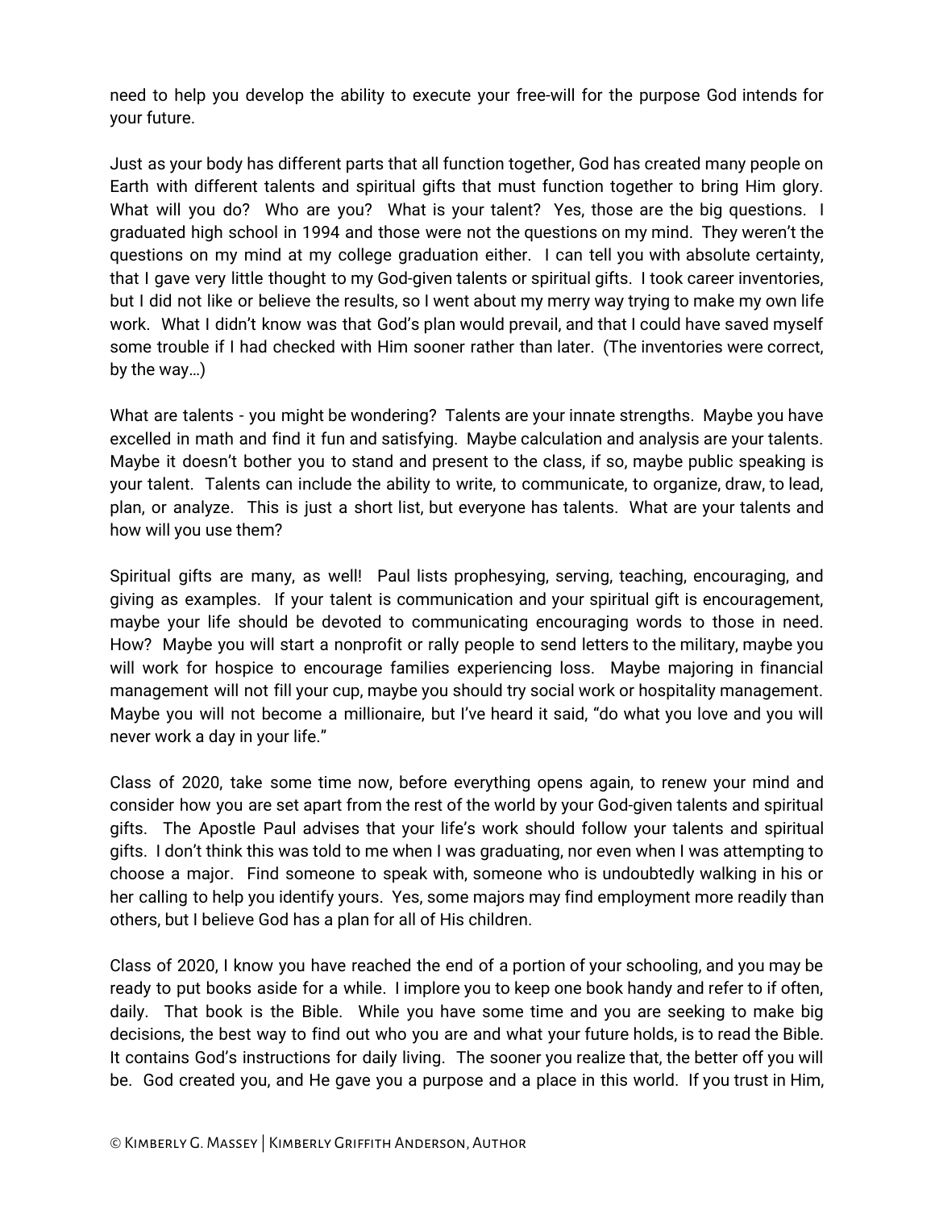need to help you develop the ability to execute your free-will for the purpose God intends for your future.

Just as your body has different parts that all function together, God has created many people on Earth with different talents and spiritual gifts that must function together to bring Him glory. What will you do? Who are you? What is your talent? Yes, those are the big questions. I graduated high school in 1994 and those were not the questions on my mind. They weren't the questions on my mind at my college graduation either. I can tell you with absolute certainty, that I gave very little thought to my God-given talents or spiritual gifts. I took career inventories, but I did not like or believe the results, so I went about my merry way trying to make my own life work. What I didn't know was that God's plan would prevail, and that I could have saved myself some trouble if I had checked with Him sooner rather than later. (The inventories were correct, by the way…)

What are talents - you might be wondering? Talents are your innate strengths. Maybe you have excelled in math and find it fun and satisfying. Maybe calculation and analysis are your talents. Maybe it doesn't bother you to stand and present to the class, if so, maybe public speaking is your talent. Talents can include the ability to write, to communicate, to organize, draw, to lead, plan, or analyze. This is just a short list, but everyone has talents. What are your talents and how will you use them?

Spiritual gifts are many, as well! Paul lists prophesying, serving, teaching, encouraging, and giving as examples. If your talent is communication and your spiritual gift is encouragement, maybe your life should be devoted to communicating encouraging words to those in need. How? Maybe you will start a nonprofit or rally people to send letters to the military, maybe you will work for hospice to encourage families experiencing loss. Maybe majoring in financial management will not fill your cup, maybe you should try social work or hospitality management. Maybe you will not become a millionaire, but I've heard it said, "do what you love and you will never work a day in your life."

Class of 2020, take some time now, before everything opens again, to renew your mind and consider how you are set apart from the rest of the world by your God-given talents and spiritual gifts. The Apostle Paul advises that your life's work should follow your talents and spiritual gifts. I don't think this was told to me when I was graduating, nor even when I was attempting to choose a major. Find someone to speak with, someone who is undoubtedly walking in his or her calling to help you identify yours. Yes, some majors may find employment more readily than others, but I believe God has a plan for all of His children.

Class of 2020, I know you have reached the end of a portion of your schooling, and you may be ready to put books aside for a while. I implore you to keep one book handy and refer to if often, daily. That book is the Bible. While you have some time and you are seeking to make big decisions, the best way to find out who you are and what your future holds, is to read the Bible. It contains God's instructions for daily living. The sooner you realize that, the better off you will be. God created you, and He gave you a purpose and a place in this world. If you trust in Him,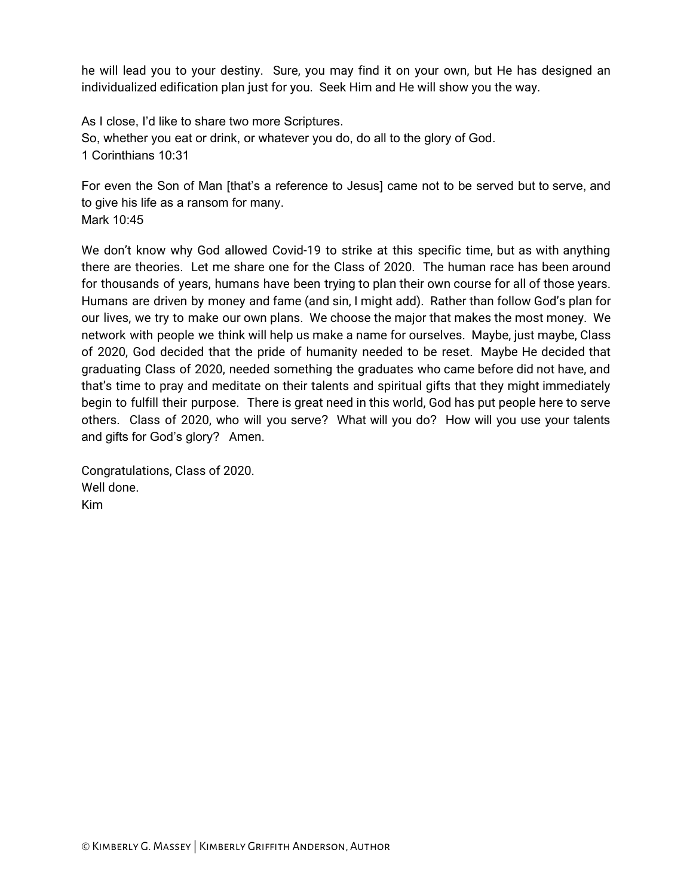he will lead you to your destiny. Sure, you may find it on your own, but He has designed an individualized edification plan just for you. Seek Him and He will show you the way.

As I close, I'd like to share two more Scriptures.
So, whether you eat or drink, or whatever you do, do all to the glory of God.
1 Corinthians 10:31

For even the Son of Man [that's a reference to Jesus] came not to be served but to serve, and to give his life as a ransom for many.
Mark 10:45

We don't know why God allowed Covid-19 to strike at this specific time, but as with anything there are theories. Let me share one for the Class of 2020. The human race has been around for thousands of years, humans have been trying to plan their own course for all of those years. Humans are driven by money and fame (and sin, I might add). Rather than follow God's plan for our lives, we try to make our own plans. We choose the major that makes the most money. We network with people we think will help us make a name for ourselves. Maybe, just maybe, Class of 2020, God decided that the pride of humanity needed to be reset. Maybe He decided that graduating Class of 2020, needed something the graduates who came before did not have, and that's time to pray and meditate on their talents and spiritual gifts that they might immediately begin to fulfill their purpose. There is great need in this world, God has put people here to serve others. Class of 2020, who will you serve? What will you do? How will you use your talents and gifts for God's glory? Amen.

Congratulations, Class of 2020.
Well done.
Kim

© Kimberly G. Massey | Kimberly Griffith Anderson, Author